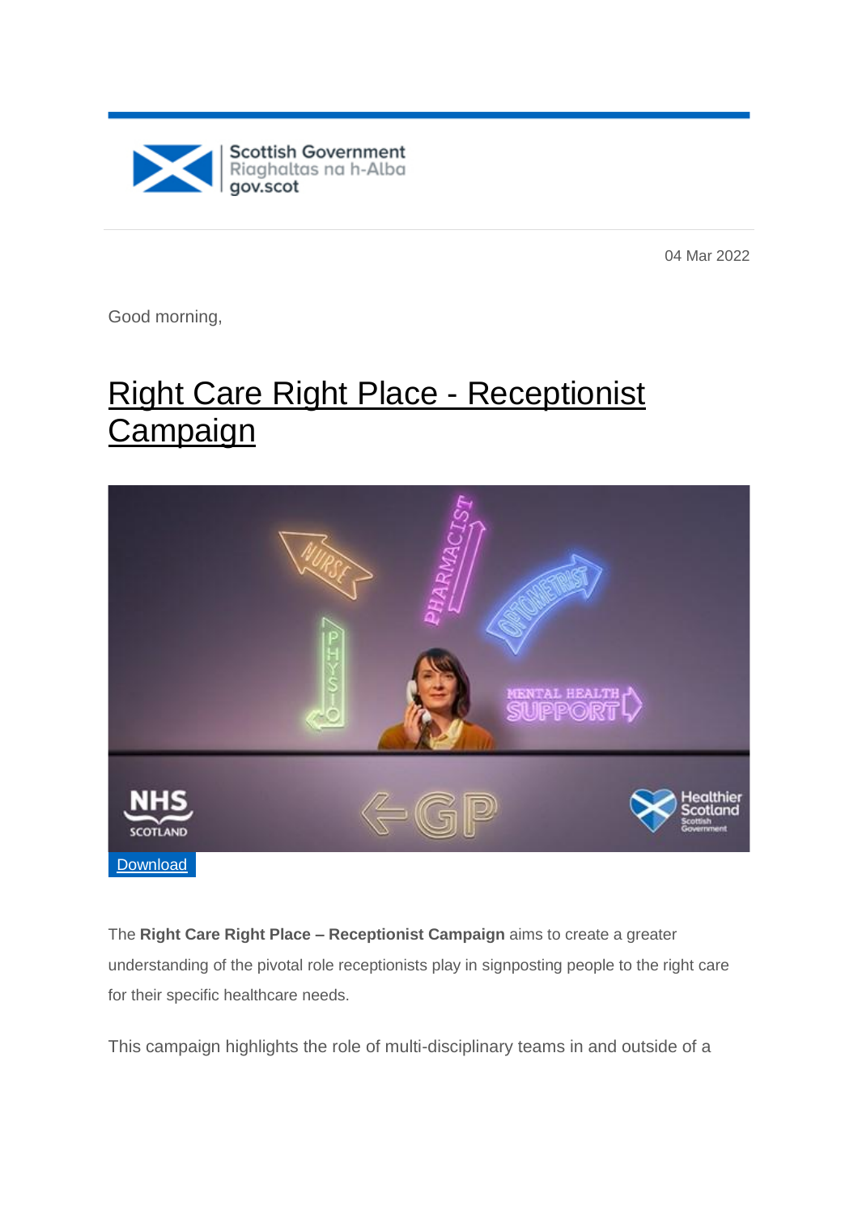Scottish Government
Riaghaltas na h-Alba
gov.scot

04 Mar 2022

Good morning,

# Right Care Right Place - Receptionist Campaign

Download

The **Right Care Right Place – Receptionist Campaign** aims to create a greater understanding of the pivotal role receptionists play in signposting people to the right care for their specific healthcare needs.

This campaign highlights the role of multi-disciplinary teams in and outside of a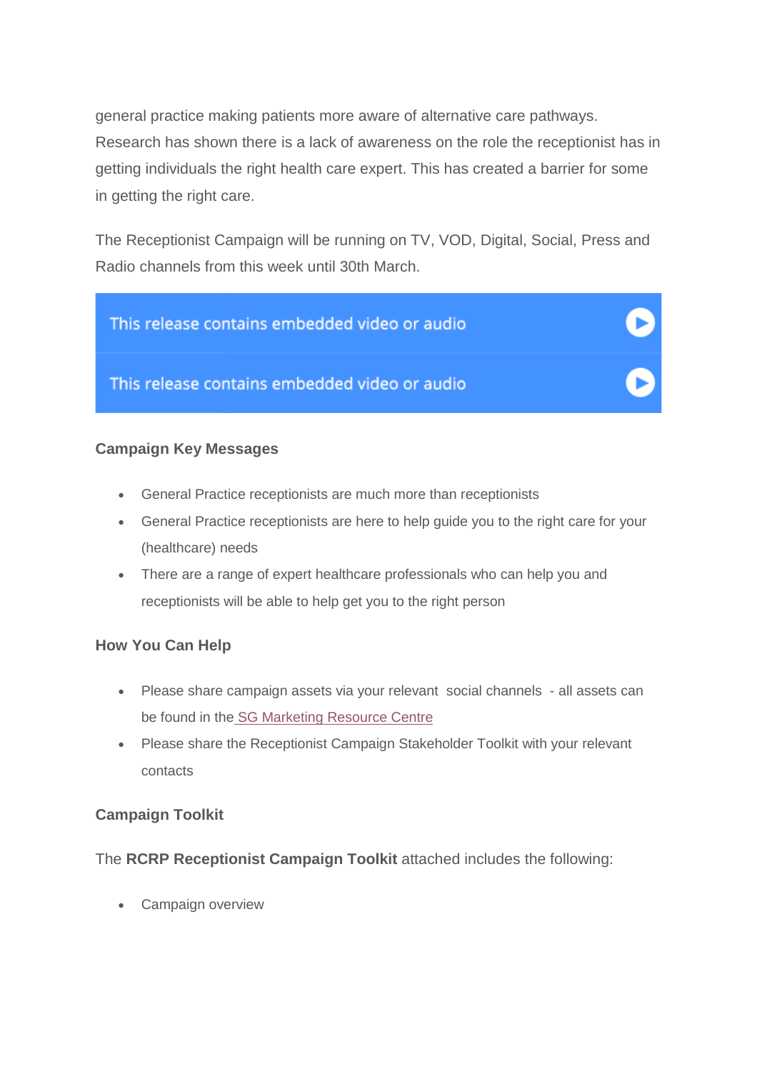general practice making patients more aware of alternative care pathways. Research has shown there is a lack of awareness on the role the receptionist has in getting individuals the right health care expert. This has created a barrier for some in getting the right care.

The Receptionist Campaign will be running on TV, VOD, Digital, Social, Press and Radio channels from this week until 30th March.

This release contains embedded video or audio

This release contains embedded video or audio

**Campaign Key Messages**

- General Practice receptionists are much more than receptionists
- General Practice receptionists are here to help guide you to the right care for your (healthcare) needs
- There are a range of expert healthcare professionals who can help you and receptionists will be able to help get you to the right person

**How You Can Help**

- Please share campaign assets via your relevant social channels - all assets can be found in the SG Marketing Resource Centre
- Please share the Receptionist Campaign Stakeholder Toolkit with your relevant contacts

**Campaign Toolkit**

The **RCRP Receptionist Campaign Toolkit** attached includes the following:

- Campaign overview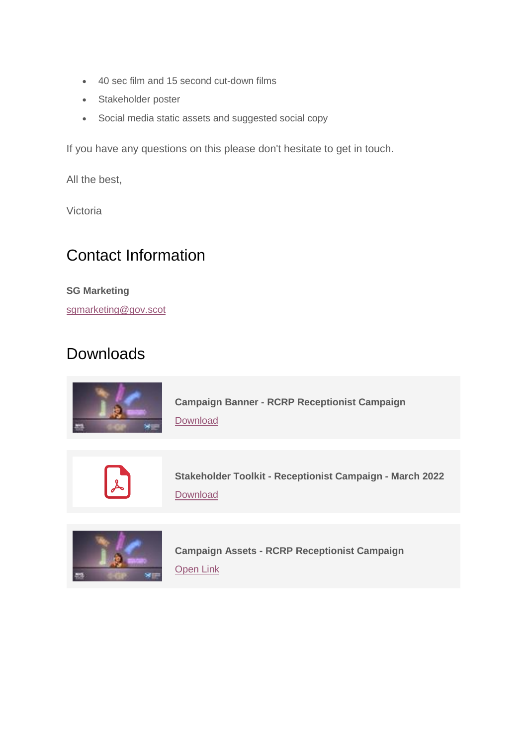- 40 sec film and 15 second cut-down films
- Stakeholder poster
- Social media static assets and suggested social copy

If you have any questions on this please don't hesitate to get in touch.

All the best,

Victoria

## Contact Information

**SG Marketing**

sgmarketing@gov.scot

## Downloads

**Campaign Banner - RCRP Receptionist Campaign**

Download

**Stakeholder Toolkit - Receptionist Campaign - March 2022**

Download

**Campaign Assets - RCRP Receptionist Campaign**

Open Link